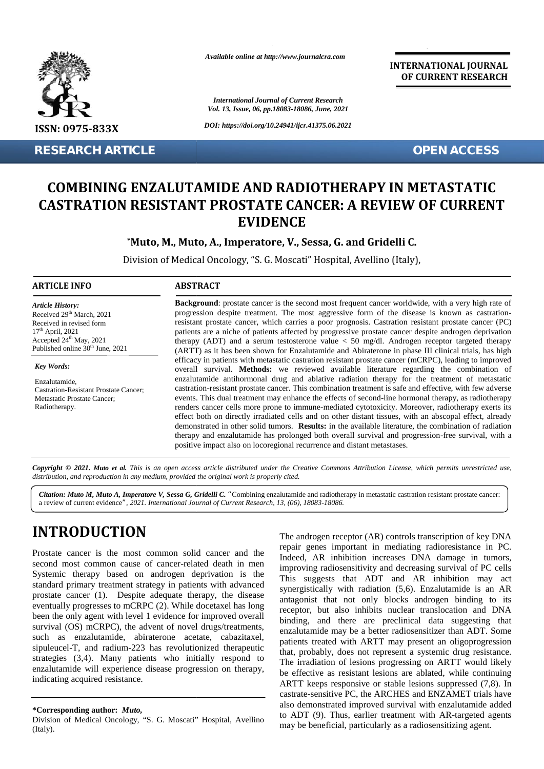Available online at http://www.journalcra.com

**INTERNATIONAL JOURNAL OF CURRENT RESEARCH**

ISSN: 0975-833X

DOI: https://doi.org/10.24941/ijcr.41375.06.2021

**RESEARCH ARTICLE** **OPEN ACCESS**

# COMBINING ENZALUTAMIDE AND RADIOTHERAPY IN METASTATIC CASTRATION RESISTANT PROSTATE CANCER: A REVIEW OF CURRENT EVIDENCE

**\*Muto, M., Muto, A., Imperatore, V., Sessa, G. and Gridelli C.**

Division of Medical Oncology, "S. G. Moscati" Hospital, Avellino (Italy),

## ARTICLE INFO

*Article History:*
Received 29th March, 2021
Received in revised form 17th April, 2021
Accepted 24th May, 2021
Published online 30th June, 2021

*Key Words:*
Enzalutamide,
Castration-Resistant Prostate Cancer;
Metastatic Prostate Cancer;
Radiotherapy.

## ABSTRACT

**Background**: prostate cancer is the second most frequent cancer worldwide, with a very high rate of progression despite treatment. The most aggressive form of the disease is known as castration-resistant prostate cancer, which carries a poor prognosis. Castration resistant prostate cancer (PC) patients are a niche of patients affected by progressive prostate cancer despite androgen deprivation therapy (ADT) and a serum testosterone value < 50 mg/dl. Androgen receptor targeted therapy (ARTT) as it has been shown for Enzalutamide and Abiraterone in phase III clinical trials, has high efficacy in patients with metastatic castration resistant prostate cancer (mCRPC), leading to improved overall survival. **Methods:** we reviewed available literature regarding the combination of enzalutamide antihormonal drug and ablative radiation therapy for the treatment of metastatic castration-resistant prostate cancer. This combination treatment is safe and effective, with few adverse events. This dual treatment may enhance the effects of second-line hormonal therapy, as radiotherapy renders cancer cells more prone to immune-mediated cytotoxicity. Moreover, radiotherapy exerts its effect both on directly irradiated cells and on other distant tissues, with an abscopal effect, already demonstrated in other solid tumors. **Results:** in the available literature, the combination of radiation therapy and enzalutamide has prolonged both overall survival and progression-free survival, with a positive impact also on locoregional recurrence and distant metastases.

***Copyright © 2021. Muto et al.*** *This is an open access article distributed under the Creative Commons Attribution License, which permits unrestricted use, distribution, and reproduction in any medium, provided the original work is properly cited.*

***Citation: Muto M, Muto A, Imperatore V, Sessa G, Gridelli C.*** "Combining enzalutamide and radiotherapy in metastatic castration resistant prostate cancer: a review of current evidence", *2021. International Journal of Current Research, 13, (06), 18083-18086.*

# INTRODUCTION

Prostate cancer is the most common solid cancer and the second most common cause of cancer-related death in men Systemic therapy based on androgen deprivation is the standard primary treatment strategy in patients with advanced prostate cancer (1). Despite adequate therapy, the disease eventually progresses to mCRPC (2). While docetaxel has long been the only agent with level 1 evidence for improved overall survival (OS) mCRPC), the advent of novel drugs/treatments, such as enzalutamide, abiraterone acetate, cabazitaxel, sipuleucel-T, and radium-223 has revolutionized therapeutic strategies (3,4). Many patients who initially respond to enzalutamide will experience disease progression on therapy, indicating acquired resistance.

The androgen receptor (AR) controls transcription of key DNA repair genes important in mediating radioresistance in PC. Indeed, AR inhibition increases DNA damage in tumors, improving radiosensitivity and decreasing survival of PC cells This suggests that ADT and AR inhibition may act synergistically with radiation (5,6). Enzalutamide is an AR antagonist that not only blocks androgen binding to its receptor, but also inhibits nuclear translocation and DNA binding, and there are preclinical data suggesting that enzalutamide may be a better radiosensitizer than ADT. Some patients treated with ARTT may present an oligoprogression that, probably, does not represent a systemic drug resistance. The irradiation of lesions progressing on ARTT would likely be effective as resistant lesions are ablated, while continuing ARTT keeps responsive or stable lesions suppressed (7,8). In castrate-sensitive PC, the ARCHES and ENZAMET trials have also demonstrated improved survival with enzalutamide added to ADT (9). Thus, earlier treatment with AR-targeted agents may be beneficial, particularly as a radiosensitizing agent.

**\*Corresponding author:** ***Muto,***
Division of Medical Oncology, "S. G. Moscati" Hospital, Avellino (Italy).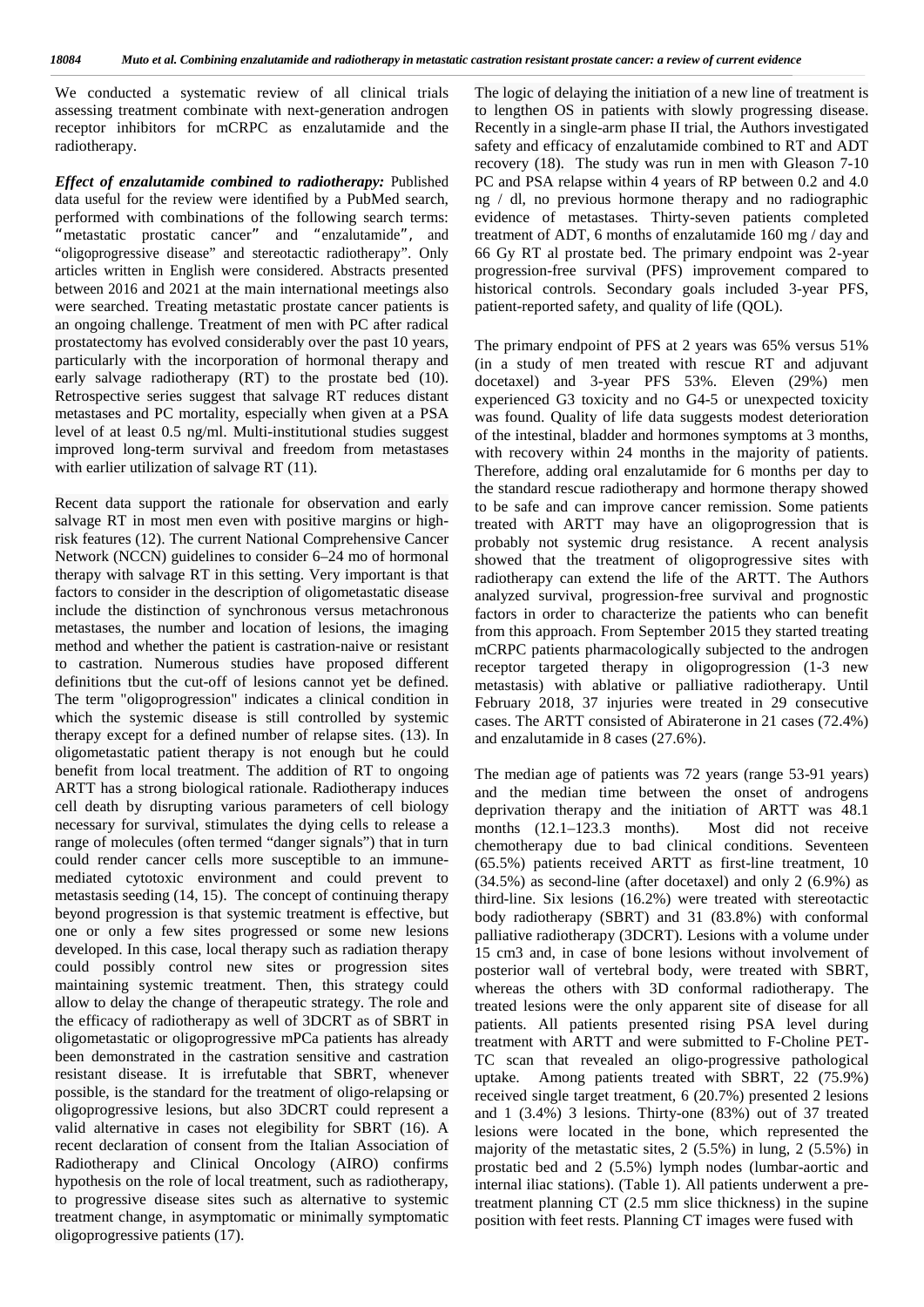We conducted a systematic review of all clinical trials assessing treatment combinate with next-generation androgen receptor inhibitors for mCRPC as enzalutamide and the radiotherapy.

***Effect of enzalutamide combined to radiotherapy:*** Published data useful for the review were identified by a PubMed search, performed with combinations of the following search terms: "metastatic prostatic cancer" and "enzalutamide", and "oligoprogressive disease" and stereotactic radiotherapy". Only articles written in English were considered. Abstracts presented between 2016 and 2021 at the main international meetings also were searched. Treating metastatic prostate cancer patients is an ongoing challenge. Treatment of men with PC after radical prostatectomy has evolved considerably over the past 10 years, particularly with the incorporation of hormonal therapy and early salvage radiotherapy (RT) to the prostate bed (10). Retrospective series suggest that salvage RT reduces distant metastases and PC mortality, especially when given at a PSA level of at least 0.5 ng/ml. Multi-institutional studies suggest improved long-term survival and freedom from metastases with earlier utilization of salvage RT (11).

Recent data support the rationale for observation and early salvage RT in most men even with positive margins or high-risk features (12). The current National Comprehensive Cancer Network (NCCN) guidelines to consider 6–24 mo of hormonal therapy with salvage RT in this setting. Very important is that factors to consider in the description of oligometastatic disease include the distinction of synchronous versus metachronous metastases, the number and location of lesions, the imaging method and whether the patient is castration-naive or resistant to castration. Numerous studies have proposed different definitions tbut the cut-off of lesions cannot yet be defined. The term "oligoprogression" indicates a clinical condition in which the systemic disease is still controlled by systemic therapy except for a defined number of relapse sites. (13). In oligometastatic patient therapy is not enough but he could benefit from local treatment. The addition of RT to ongoing ARTT has a strong biological rationale. Radiotherapy induces cell death by disrupting various parameters of cell biology necessary for survival, stimulates the dying cells to release a range of molecules (often termed "danger signals") that in turn could render cancer cells more susceptible to an immune-mediated cytotoxic environment and could prevent to metastasis seeding (14, 15). The concept of continuing therapy beyond progression is that systemic treatment is effective, but one or only a few sites progressed or some new lesions developed. In this case, local therapy such as radiation therapy could possibly control new sites or progression sites maintaining systemic treatment. Then, this strategy could allow to delay the change of therapeutic strategy. The role and the efficacy of radiotherapy as well of 3DCRT as of SBRT in oligometastatic or oligoprogressive mPCa patients has already been demonstrated in the castration sensitive and castration resistant disease. It is irrefutable that SBRT, whenever possible, is the standard for the treatment of oligo-relapsing or oligoprogressive lesions, but also 3DCRT could represent a valid alternative in cases not elegibility for SBRT (16). A recent declaration of consent from the Italian Association of Radiotherapy and Clinical Oncology (AIRO) confirms hypothesis on the role of local treatment, such as radiotherapy, to progressive disease sites such as alternative to systemic treatment change, in asymptomatic or minimally symptomatic oligoprogressive patients (17).

The logic of delaying the initiation of a new line of treatment is to lengthen OS in patients with slowly progressing disease. Recently in a single-arm phase II trial, the Authors investigated safety and efficacy of enzalutamide combined to RT and ADT recovery (18). The study was run in men with Gleason 7-10 PC and PSA relapse within 4 years of RP between 0.2 and 4.0 ng / dl, no previous hormone therapy and no radiographic evidence of metastases. Thirty-seven patients completed treatment of ADT, 6 months of enzalutamide 160 mg / day and 66 Gy RT al prostate bed. The primary endpoint was 2-year progression-free survival (PFS) improvement compared to historical controls. Secondary goals included 3-year PFS, patient-reported safety, and quality of life (QOL).

The primary endpoint of PFS at 2 years was 65% versus 51% (in a study of men treated with rescue RT and adjuvant docetaxel) and 3-year PFS 53%. Eleven (29%) men experienced G3 toxicity and no G4-5 or unexpected toxicity was found. Quality of life data suggests modest deterioration of the intestinal, bladder and hormones symptoms at 3 months, with recovery within 24 months in the majority of patients. Therefore, adding oral enzalutamide for 6 months per day to the standard rescue radiotherapy and hormone therapy showed to be safe and can improve cancer remission. Some patients treated with ARTT may have an oligoprogression that is probably not systemic drug resistance. A recent analysis showed that the treatment of oligoprogressive sites with radiotherapy can extend the life of the ARTT. The Authors analyzed survival, progression-free survival and prognostic factors in order to characterize the patients who can benefit from this approach. From September 2015 they started treating mCRPC patients pharmacologically subjected to the androgen receptor targeted therapy in oligoprogression (1-3 new metastasis) with ablative or palliative radiotherapy. Until February 2018, 37 injuries were treated in 29 consecutive cases. The ARTT consisted of Abiraterone in 21 cases (72.4%) and enzalutamide in 8 cases (27.6%).

The median age of patients was 72 years (range 53-91 years) and the median time between the onset of androgens deprivation therapy and the initiation of ARTT was 48.1 months (12.1–123.3 months). Most did not receive chemotherapy due to bad clinical conditions. Seventeen (65.5%) patients received ARTT as first-line treatment, 10 (34.5%) as second-line (after docetaxel) and only 2 (6.9%) as third-line. Six lesions (16.2%) were treated with stereotactic body radiotherapy (SBRT) and 31 (83.8%) with conformal palliative radiotherapy (3DCRT). Lesions with a volume under 15 cm3 and, in case of bone lesions without involvement of posterior wall of vertebral body, were treated with SBRT, whereas the others with 3D conformal radiotherapy. The treated lesions were the only apparent site of disease for all patients. All patients presented rising PSA level during treatment with ARTT and were submitted to F-Choline PET-TC scan that revealed an oligo-progressive pathological uptake. Among patients treated with SBRT, 22 (75.9%) received single target treatment, 6 (20.7%) presented 2 lesions and 1 (3.4%) 3 lesions. Thirty-one (83%) out of 37 treated lesions were located in the bone, which represented the majority of the metastatic sites, 2 (5.5%) in lung, 2 (5.5%) in prostatic bed and 2 (5.5%) lymph nodes (lumbar-aortic and internal iliac stations). (Table 1). All patients underwent a pre-treatment planning CT (2.5 mm slice thickness) in the supine position with feet rests. Planning CT images were fused with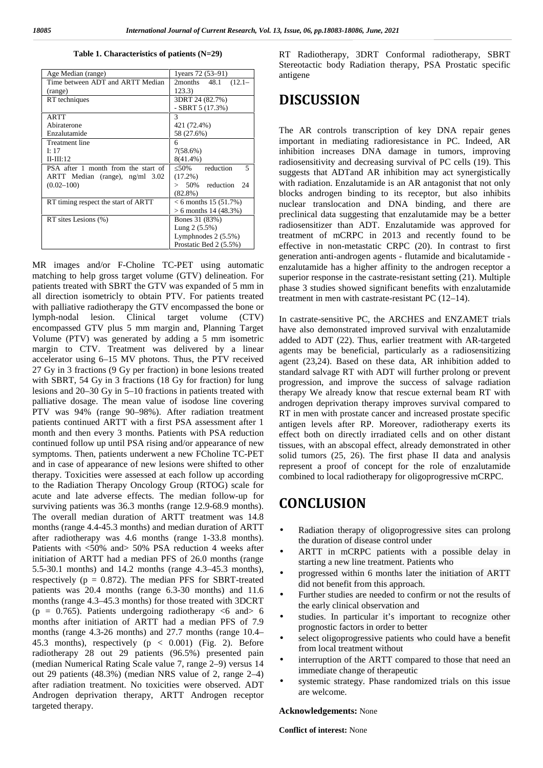**Table 1. Characteristics of patients (N=29)**

| Age Median (range) | 1years 72 (53–91) |
|---|---|
| Time between ADT and ARTT Median (range) | 2months 48.1 (12.1–123.3) |
| RT techniques | 3DRT 24 (82.7%)<br>- SBRT 5 (17.3%) |
| ARTT<br>Abiraterone<br>Enzalutamide | 3<br>421 (72.4%)<br>58 (27.6%) |
| Treatment line<br>I: 17<br>II-III:12 | 6<br>7(58.6%)<br>8(41.4%) |
| PSA after 1 month from the start of ARTT Median (range), ng/ml 3.02 (0.02–100) | ≤50% reduction 5 (17.2%)<br>> 50% reduction 24 (82.8%) |
| RT timing respect the start of ARTT | < 6 months 15 (51.7%)<br>> 6 months 14 (48.3%) |
| RT sites Lesions (%) | Bones 31 (83%)<br>Lung 2 (5.5%)<br>Lymphnodes 2 (5.5%)<br>Prostatic Bed 2 (5.5%) |

RT Radiotherapy, 3DRT Conformal radiotherapy, SBRT Stereotactic body Radiation therapy, PSA Prostatic specific antigene

MR images and/or F-Choline TC-PET using automatic matching to help gross target volume (GTV) delineation. For patients treated with SBRT the GTV was expanded of 5 mm in all direction isometricly to obtain PTV. For patients treated with palliative radiotherapy the GTV encompassed the bone or lymph-nodal lesion. Clinical target volume (CTV) encompassed GTV plus 5 mm margin and, Planning Target Volume (PTV) was generated by adding a 5 mm isometric margin to CTV. Treatment was delivered by a linear accelerator using 6–15 MV photons. Thus, the PTV received 27 Gy in 3 fractions (9 Gy per fraction) in bone lesions treated with SBRT, 54 Gy in 3 fractions (18 Gy for fraction) for lung lesions and 20–30 Gy in 5–10 fractions in patients treated with palliative dosage. The mean value of isodose line covering PTV was 94% (range 90–98%). After radiation treatment patients continued ARTT with a first PSA assessment after 1 month and then every 3 months. Patients with PSA reduction continued follow up until PSA rising and/or appearance of new symptoms. Then, patients underwent a new FCholine TC-PET and in case of appearance of new lesions were shifted to other therapy. Toxicities were assessed at each follow up according to the Radiation Therapy Oncology Group (RTOG) scale for acute and late adverse effects. The median follow-up for surviving patients was 36.3 months (range 12.9-68.9 months). The overall median duration of ARTT treatment was 14.8 months (range 4.4-45.3 months) and median duration of ARTT after radiotherapy was 4.6 months (range 1-33.8 months). Patients with <50% and> 50% PSA reduction 4 weeks after initiation of ARTT had a median PFS of 26.0 months (range 5.5-30.1 months) and 14.2 months (range 4.3–45.3 months), respectively ($p = 0.872$). The median PFS for SBRT-treated patients was 20.4 months (range 6.3-30 months) and 11.6 months (range 4.3–45.3 months) for those treated with 3DCRT ($p = 0.765$). Patients undergoing radiotherapy <6 and> 6 months after initiation of ARTT had a median PFS of 7.9 months (range 4.3-26 months) and 27.7 months (range 10.4–45.3 months), respectively ($p < 0.001$) (Fig. 2). Before radiotherapy 28 out 29 patients (96.5%) presented pain (median Numerical Rating Scale value 7, range 2–9) versus 14 out 29 patients (48.3%) (median NRS value of 2, range 2–4) after radiation treatment. No toxicities were observed. ADT Androgen deprivation therapy, ARTT Androgen receptor targeted therapy.

# DISCUSSION

The AR controls transcription of key DNA repair genes important in mediating radioresistance in PC. Indeed, AR inhibition increases DNA damage in tumors, improving radiosensitivity and decreasing survival of PC cells (19). This suggests that ADTand AR inhibition may act synergistically with radiation. Enzalutamide is an AR antagonist that not only blocks androgen binding to its receptor, but also inhibits nuclear translocation and DNA binding, and there are preclinical data suggesting that enzalutamide may be a better radiosensitizer than ADT. Enzalutamide was approved for treatment of mCRPC in 2013 and recently found to be effective in non-metastatic CRPC (20). In contrast to first generation anti-androgen agents - flutamide and bicalutamide - enzalutamide has a higher affinity to the androgen receptor a superior response in the castrate-resistant setting (21). Multiple phase 3 studies showed significant benefits with enzalutamide treatment in men with castrate-resistant PC (12–14).

In castrate-sensitive PC, the ARCHES and ENZAMET trials have also demonstrated improved survival with enzalutamide added to ADT (22). Thus, earlier treatment with AR-targeted agents may be beneficial, particularly as a radiosensitizing agent (23,24). Based on these data, AR inhibition added to standard salvage RT with ADT will further prolong or prevent progression, and improve the success of salvage radiation therapy We already know that rescue external beam RT with androgen deprivation therapy improves survival compared to RT in men with prostate cancer and increased prostate specific antigen levels after RP. Moreover, radiotherapy exerts its effect both on directly irradiated cells and on other distant tissues, with an abscopal effect, already demonstrated in other solid tumors (25, 26). The first phase II data and analysis represent a proof of concept for the role of enzalutamide combined to local radiotherapy for oligoprogressive mCRPC.

# CONCLUSION

- Radiation therapy of oligoprogressive sites can prolong the duration of disease control under
- ARTT in mCRPC patients with a possible delay in starting a new line treatment. Patients who
- progressed within 6 months later the initiation of ARTT did not benefit from this approach.
- Further studies are needed to confirm or not the results of the early clinical observation and
- studies. In particular it's important to recognize other prognostic factors in order to better
- select oligoprogressive patients who could have a benefit from local treatment without
- interruption of the ARTT compared to those that need an immediate change of therapeutic
- systemic strategy. Phase randomized trials on this issue are welcome.

**Acknowledgements:** None

**Conflict of interest:** None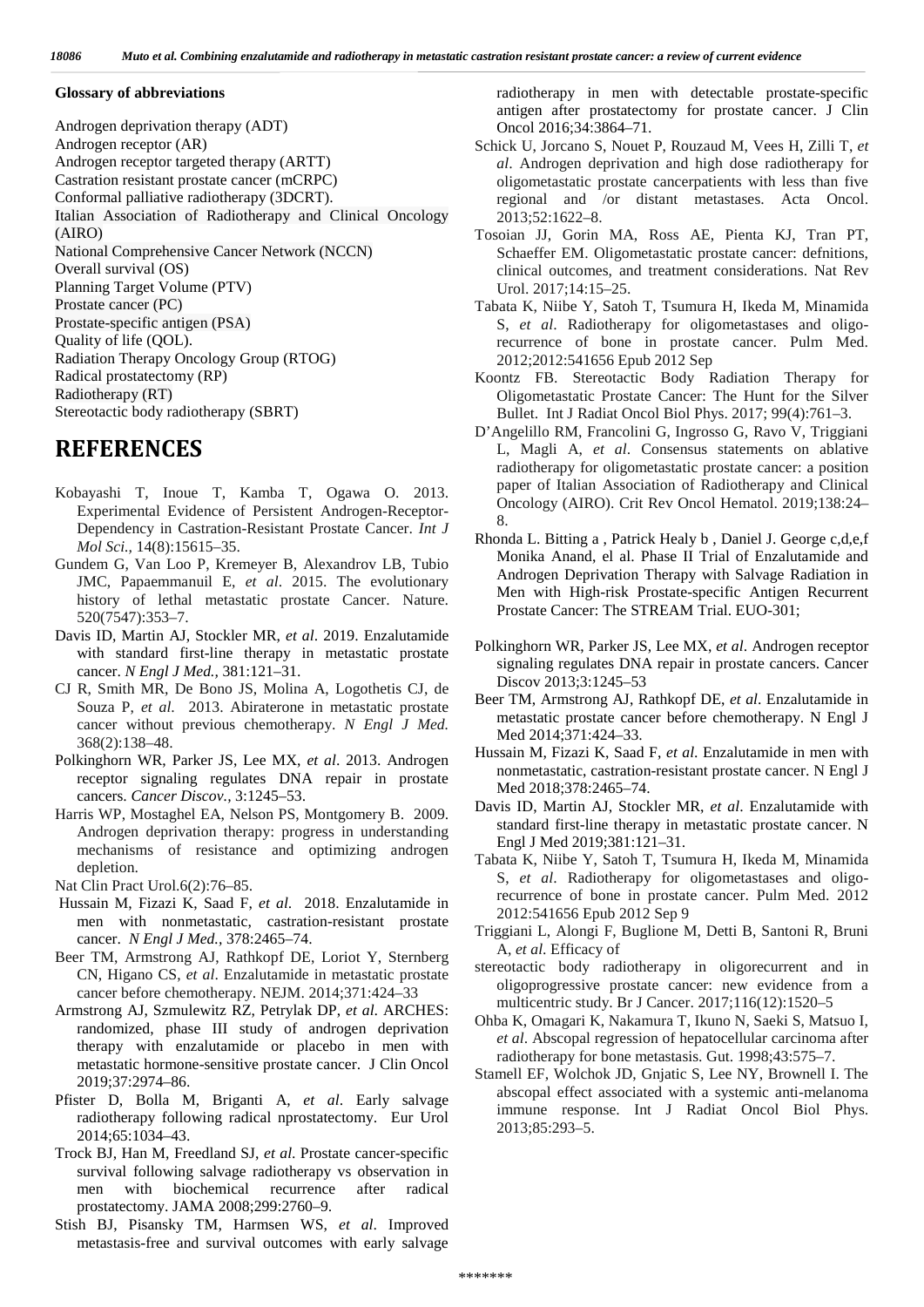**Glossary of abbreviations**

Androgen deprivation therapy (ADT)
Androgen receptor (AR)
Androgen receptor targeted therapy (ARTT)
Castration resistant prostate cancer (mCRPC)
Conformal palliative radiotherapy (3DCRT).
Italian Association of Radiotherapy and Clinical Oncology (AIRO)
National Comprehensive Cancer Network (NCCN)
Overall survival (OS)
Planning Target Volume (PTV)
Prostate cancer (PC)
Prostate-specific antigen (PSA)
Quality of life (QOL).
Radiation Therapy Oncology Group (RTOG)
Radical prostatectomy (RP)
Radiotherapy (RT)
Stereotactic body radiotherapy (SBRT)

# REFERENCES

Kobayashi T, Inoue T, Kamba T, Ogawa O. 2013. Experimental Evidence of Persistent Androgen-Receptor-Dependency in Castration-Resistant Prostate Cancer. *Int J Mol Sci.,* 14(8):15615–35.

Gundem G, Van Loo P, Kremeyer B, Alexandrov LB, Tubio JMC, Papaemmanuil E, *et al*. 2015. The evolutionary history of lethal metastatic prostate Cancer. Nature. 520(7547):353–7.

Davis ID, Martin AJ, Stockler MR, *et al*. 2019. Enzalutamide with standard first-line therapy in metastatic prostate cancer. *N Engl J Med.,* 381:121–31.

CJ R, Smith MR, De Bono JS, Molina A, Logothetis CJ, de Souza P, *et al*. 2013. Abiraterone in metastatic prostate cancer without previous chemotherapy. *N Engl J Med.* 368(2):138–48.

Polkinghorn WR, Parker JS, Lee MX, *et al*. 2013. Androgen receptor signaling regulates DNA repair in prostate cancers. *Cancer Discov.,* 3:1245–53.

Harris WP, Mostaghel EA, Nelson PS, Montgomery B. 2009. Androgen deprivation therapy: progress in understanding mechanisms of resistance and optimizing androgen depletion.

Nat Clin Pract Urol.6(2):76–85.

Hussain M, Fizazi K, Saad F, *et al*. 2018. Enzalutamide in men with nonmetastatic, castration-resistant prostate cancer. *N Engl J Med.,* 378:2465–74.

Beer TM, Armstrong AJ, Rathkopf DE, Loriot Y, Sternberg CN, Higano CS, *et al*. Enzalutamide in metastatic prostate cancer before chemotherapy. NEJM. 2014;371:424–33

Armstrong AJ, Szmulewitz RZ, Petrylak DP, *et al*. ARCHES: randomized, phase III study of androgen deprivation therapy with enzalutamide or placebo in men with metastatic hormone-sensitive prostate cancer. J Clin Oncol 2019;37:2974–86.

Pfister D, Bolla M, Briganti A, *et al*. Early salvage radiotherapy following radical nprostatectomy. Eur Urol 2014;65:1034–43.

Trock BJ, Han M, Freedland SJ, *et al*. Prostate cancer-specific survival following salvage radiotherapy vs observation in men with biochemical recurrence after radical prostatectomy. JAMA 2008;299:2760–9.

Stish BJ, Pisansky TM, Harmsen WS, *et al*. Improved metastasis-free and survival outcomes with early salvage radiotherapy in men with detectable prostate-specific antigen after prostatectomy for prostate cancer. J Clin Oncol 2016;34:3864–71.

Schick U, Jorcano S, Nouet P, Rouzaud M, Vees H, Zilli T, *et al*. Androgen deprivation and high dose radiotherapy for oligometastatic prostate cancerpatients with less than five regional and /or distant metastases. Acta Oncol. 2013;52:1622–8.

Tosoian JJ, Gorin MA, Ross AE, Pienta KJ, Tran PT, Schaeffer EM. Oligometastatic prostate cancer: defnitions, clinical outcomes, and treatment considerations. Nat Rev Urol. 2017;14:15–25.

Tabata K, Niibe Y, Satoh T, Tsumura H, Ikeda M, Minamida S, *et al*. Radiotherapy for oligometastases and oligo-recurrence of bone in prostate cancer. Pulm Med. 2012;2012:541656 Epub 2012 Sep

Koontz FB. Stereotactic Body Radiation Therapy for Oligometastatic Prostate Cancer: The Hunt for the Silver Bullet. Int J Radiat Oncol Biol Phys. 2017; 99(4):761–3.

D'Angelillo RM, Francolini G, Ingrosso G, Ravo V, Triggiani L, Magli A, *et al*. Consensus statements on ablative radiotherapy for oligometastatic prostate cancer: a position paper of Italian Association of Radiotherapy and Clinical Oncology (AIRO). Crit Rev Oncol Hematol. 2019;138:24–8.

Rhonda L. Bitting a , Patrick Healy b , Daniel J. George c,d,e,f Monika Anand, el al. Phase II Trial of Enzalutamide and Androgen Deprivation Therapy with Salvage Radiation in Men with High-risk Prostate-specific Antigen Recurrent Prostate Cancer: The STREAM Trial. EUO-301;

Polkinghorn WR, Parker JS, Lee MX, *et al*. Androgen receptor signaling regulates DNA repair in prostate cancers. Cancer Discov 2013;3:1245–53

Beer TM, Armstrong AJ, Rathkopf DE, *et al*. Enzalutamide in metastatic prostate cancer before chemotherapy. N Engl J Med 2014;371:424–33.

Hussain M, Fizazi K, Saad F, *et al*. Enzalutamide in men with nonmetastatic, castration-resistant prostate cancer. N Engl J Med 2018;378:2465–74.

Davis ID, Martin AJ, Stockler MR, *et al*. Enzalutamide with standard first-line therapy in metastatic prostate cancer. N Engl J Med 2019;381:121–31.

Tabata K, Niibe Y, Satoh T, Tsumura H, Ikeda M, Minamida S, *et al*. Radiotherapy for oligometastases and oligo-recurrence of bone in prostate cancer. Pulm Med. 2012 2012:541656 Epub 2012 Sep 9

Triggiani L, Alongi F, Buglione M, Detti B, Santoni R, Bruni A, *et al*. Efficacy of stereotactic body radiotherapy in oligorecurrent and in oligoprogressive prostate cancer: new evidence from a multicentric study. Br J Cancer. 2017;116(12):1520–5

Ohba K, Omagari K, Nakamura T, Ikuno N, Saeki S, Matsuo I, *et al*. Abscopal regression of hepatocellular carcinoma after radiotherapy for bone metastasis. Gut. 1998;43:575–7.

Stamell EF, Wolchok JD, Gnjatic S, Lee NY, Brownell I. The abscopal effect associated with a systemic anti-melanoma immune response. Int J Radiat Oncol Biol Phys. 2013;85:293–5.

\*\*\*\*\*\*\*